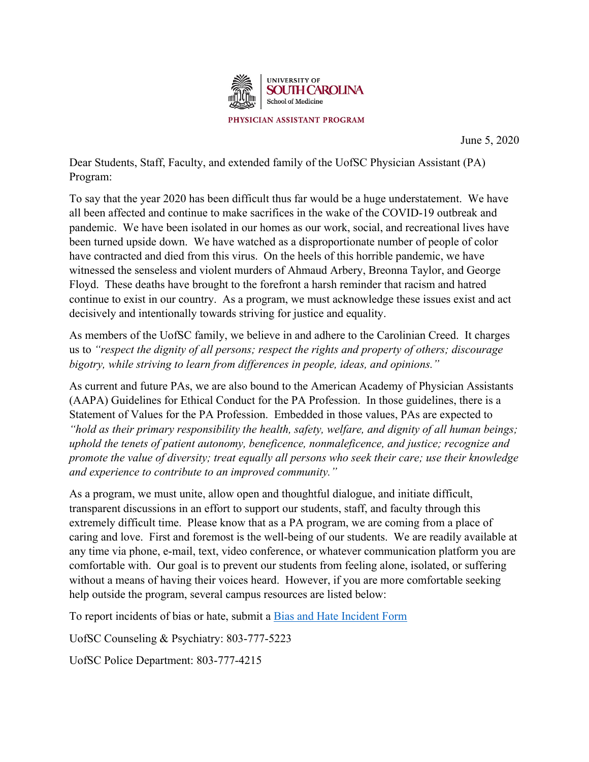UNIVERSITY OF SOUTH CAROLINA
School of Medicine

PHYSICIAN ASSISTANT PROGRAM

June 5, 2020

Dear Students, Staff, Faculty, and extended family of the UofSC Physician Assistant (PA) Program:

To say that the year 2020 has been difficult thus far would be a huge understatement. We have all been affected and continue to make sacrifices in the wake of the COVID-19 outbreak and pandemic. We have been isolated in our homes as our work, social, and recreational lives have been turned upside down. We have watched as a disproportionate number of people of color have contracted and died from this virus. On the heels of this horrible pandemic, we have witnessed the senseless and violent murders of Ahmaud Arbery, Breonna Taylor, and George Floyd. These deaths have brought to the forefront a harsh reminder that racism and hatred continue to exist in our country. As a program, we must acknowledge these issues exist and act decisively and intentionally towards striving for justice and equality.

As members of the UofSC family, we believe in and adhere to the Carolinian Creed. It charges us to *"respect the dignity of all persons; respect the rights and property of others; discourage bigotry, while striving to learn from differences in people, ideas, and opinions."*

As current and future PAs, we are also bound to the American Academy of Physician Assistants (AAPA) Guidelines for Ethical Conduct for the PA Profession. In those guidelines, there is a Statement of Values for the PA Profession. Embedded in those values, PAs are expected to *"hold as their primary responsibility the health, safety, welfare, and dignity of all human beings; uphold the tenets of patient autonomy, beneficence, nonmaleficence, and justice; recognize and promote the value of diversity; treat equally all persons who seek their care; use their knowledge and experience to contribute to an improved community."*

As a program, we must unite, allow open and thoughtful dialogue, and initiate difficult, transparent discussions in an effort to support our students, staff, and faculty through this extremely difficult time. Please know that as a PA program, we are coming from a place of caring and love. First and foremost is the well-being of our students. We are readily available at any time via phone, e-mail, text, video conference, or whatever communication platform you are comfortable with. Our goal is to prevent our students from feeling alone, isolated, or suffering without a means of having their voices heard. However, if you are more comfortable seeking help outside the program, several campus resources are listed below:

To report incidents of bias or hate, submit a Bias and Hate Incident Form

UofSC Counseling & Psychiatry: 803-777-5223

UofSC Police Department: 803-777-4215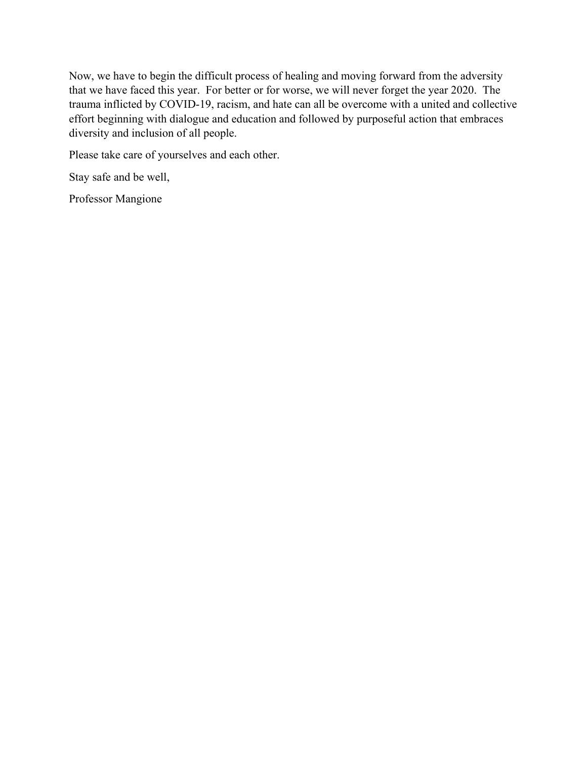Now, we have to begin the difficult process of healing and moving forward from the adversity that we have faced this year. For better or for worse, we will never forget the year 2020. The trauma inflicted by COVID-19, racism, and hate can all be overcome with a united and collective effort beginning with dialogue and education and followed by purposeful action that embraces diversity and inclusion of all people.

Please take care of yourselves and each other.

Stay safe and be well,

Professor Mangione